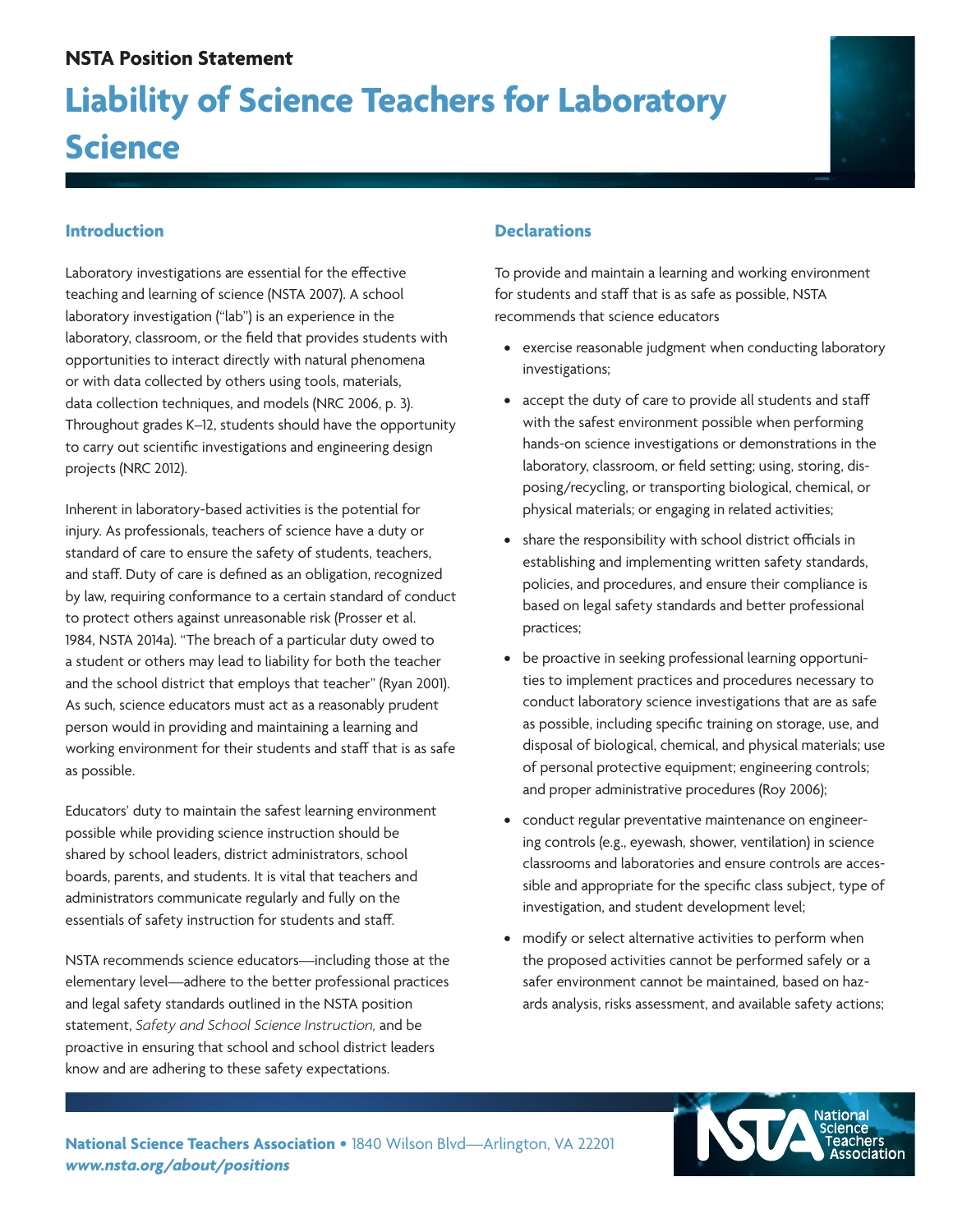NSTA Position Statement

# Liability of Science Teachers for Laboratory Science

## Introduction

Laboratory investigations are essential for the effective teaching and learning of science (NSTA 2007). A school laboratory investigation ("lab") is an experience in the laboratory, classroom, or the field that provides students with opportunities to interact directly with natural phenomena or with data collected by others using tools, materials, data collection techniques, and models (NRC 2006, p. 3). Throughout grades K–12, students should have the opportunity to carry out scientific investigations and engineering design projects (NRC 2012).

Inherent in laboratory-based activities is the potential for injury. As professionals, teachers of science have a duty or standard of care to ensure the safety of students, teachers, and staff. Duty of care is defined as an obligation, recognized by law, requiring conformance to a certain standard of conduct to protect others against unreasonable risk (Prosser et al. 1984, NSTA 2014a). "The breach of a particular duty owed to a student or others may lead to liability for both the teacher and the school district that employs that teacher" (Ryan 2001). As such, science educators must act as a reasonably prudent person would in providing and maintaining a learning and working environment for their students and staff that is as safe as possible.

Educators' duty to maintain the safest learning environment possible while providing science instruction should be shared by school leaders, district administrators, school boards, parents, and students. It is vital that teachers and administrators communicate regularly and fully on the essentials of safety instruction for students and staff.

NSTA recommends science educators—including those at the elementary level—adhere to the better professional practices and legal safety standards outlined in the NSTA position statement, *Safety and School Science Instruction,* and be proactive in ensuring that school and school district leaders know and are adhering to these safety expectations.

## Declarations

To provide and maintain a learning and working environment for students and staff that is as safe as possible, NSTA recommends that science educators

- exercise reasonable judgment when conducting laboratory investigations;
- accept the duty of care to provide all students and staff with the safest environment possible when performing hands-on science investigations or demonstrations in the laboratory, classroom, or field setting; using, storing, disposing/recycling, or transporting biological, chemical, or physical materials; or engaging in related activities;
- share the responsibility with school district officials in establishing and implementing written safety standards, policies, and procedures, and ensure their compliance is based on legal safety standards and better professional practices;
- be proactive in seeking professional learning opportunities to implement practices and procedures necessary to conduct laboratory science investigations that are as safe as possible, including specific training on storage, use, and disposal of biological, chemical, and physical materials; use of personal protective equipment; engineering controls; and proper administrative procedures (Roy 2006);
- conduct regular preventative maintenance on engineering controls (e.g., eyewash, shower, ventilation) in science classrooms and laboratories and ensure controls are accessible and appropriate for the specific class subject, type of investigation, and student development level;
- modify or select alternative activities to perform when the proposed activities cannot be performed safely or a safer environment cannot be maintained, based on hazards analysis, risks assessment, and available safety actions;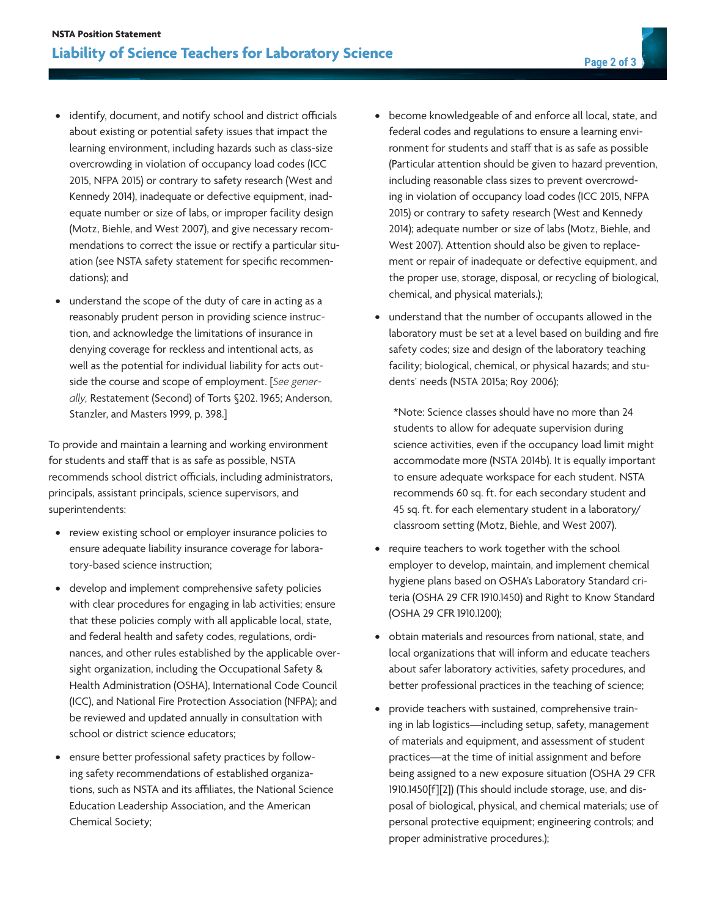- identify, document, and notify school and district officials about existing or potential safety issues that impact the learning environment, including hazards such as class-size overcrowding in violation of occupancy load codes (ICC 2015, NFPA 2015) or contrary to safety research (West and Kennedy 2014), inadequate or defective equipment, inadequate number or size of labs, or improper facility design (Motz, Biehle, and West 2007), and give necessary recommendations to correct the issue or rectify a particular situation (see NSTA safety statement for specific recommendations); and
- understand the scope of the duty of care in acting as a reasonably prudent person in providing science instruction, and acknowledge the limitations of insurance in denying coverage for reckless and intentional acts, as well as the potential for individual liability for acts outside the course and scope of employment. [*See generally,* Restatement (Second) of Torts §202. 1965; Anderson, Stanzler, and Masters 1999, p. 398.]

To provide and maintain a learning and working environment for students and staff that is as safe as possible, NSTA recommends school district officials, including administrators, principals, assistant principals, science supervisors, and superintendents:

- review existing school or employer insurance policies to ensure adequate liability insurance coverage for laboratory-based science instruction;
- develop and implement comprehensive safety policies with clear procedures for engaging in lab activities; ensure that these policies comply with all applicable local, state, and federal health and safety codes, regulations, ordinances, and other rules established by the applicable oversight organization, including the Occupational Safety & Health Administration (OSHA), International Code Council (ICC), and National Fire Protection Association (NFPA); and be reviewed and updated annually in consultation with school or district science educators;
- ensure better professional safety practices by following safety recommendations of established organizations, such as NSTA and its affiliates, the National Science Education Leadership Association, and the American Chemical Society;
- become knowledgeable of and enforce all local, state, and federal codes and regulations to ensure a learning environment for students and staff that is as safe as possible (Particular attention should be given to hazard prevention, including reasonable class sizes to prevent overcrowding in violation of occupancy load codes (ICC 2015, NFPA 2015) or contrary to safety research (West and Kennedy 2014); adequate number or size of labs (Motz, Biehle, and West 2007). Attention should also be given to replacement or repair of inadequate or defective equipment, and the proper use, storage, disposal, or recycling of biological, chemical, and physical materials.);
- understand that the number of occupants allowed in the laboratory must be set at a level based on building and fire safety codes; size and design of the laboratory teaching facility; biological, chemical, or physical hazards; and students' needs (NSTA 2015a; Roy 2006);

  *Note: Science classes should have no more than 24 students to allow for adequate supervision during science activities, even if the occupancy load limit might accommodate more (NSTA 2014b). It is equally important to ensure adequate workspace for each student. NSTA recommends 60 sq. ft. for each secondary student and 45 sq. ft. for each elementary student in a laboratory/classroom setting (Motz, Biehle, and West 2007).

- require teachers to work together with the school employer to develop, maintain, and implement chemical hygiene plans based on OSHA's Laboratory Standard criteria (OSHA 29 CFR 1910.1450) and Right to Know Standard (OSHA 29 CFR 1910.1200);
- obtain materials and resources from national, state, and local organizations that will inform and educate teachers about safer laboratory activities, safety procedures, and better professional practices in the teaching of science;
- provide teachers with sustained, comprehensive training in lab logistics—including setup, safety, management of materials and equipment, and assessment of student practices—at the time of initial assignment and before being assigned to a new exposure situation (OSHA 29 CFR 1910.1450[f][2]) (This should include storage, use, and disposal of biological, physical, and chemical materials; use of personal protective equipment; engineering controls; and proper administrative procedures.);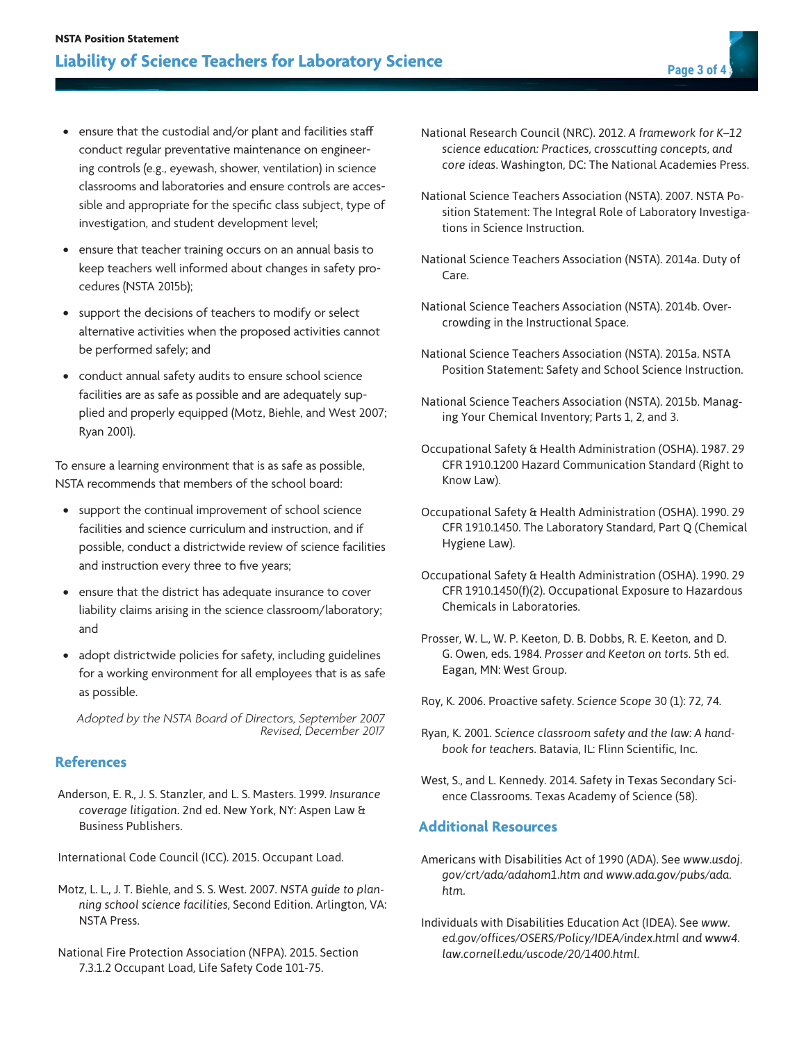- ensure that the custodial and/or plant and facilities staff conduct regular preventative maintenance on engineering controls (e.g., eyewash, shower, ventilation) in science classrooms and laboratories and ensure controls are accessible and appropriate for the specific class subject, type of investigation, and student development level;
- ensure that teacher training occurs on an annual basis to keep teachers well informed about changes in safety procedures (NSTA 2015b);
- support the decisions of teachers to modify or select alternative activities when the proposed activities cannot be performed safely; and
- conduct annual safety audits to ensure school science facilities are as safe as possible and are adequately supplied and properly equipped (Motz, Biehle, and West 2007; Ryan 2001).

To ensure a learning environment that is as safe as possible, NSTA recommends that members of the school board:

- support the continual improvement of school science facilities and science curriculum and instruction, and if possible, conduct a districtwide review of science facilities and instruction every three to five years;
- ensure that the district has adequate insurance to cover liability claims arising in the science classroom/laboratory; and
- adopt districtwide policies for safety, including guidelines for a working environment for all employees that is as safe as possible.

*Adopted by the NSTA Board of Directors, September 2007*
*Revised, December 2017*

## References

Anderson, E. R., J. S. Stanzler, and L. S. Masters. 1999. *Insurance coverage litigation.* 2nd ed. New York, NY: Aspen Law & Business Publishers.

International Code Council (ICC). 2015. Occupant Load.

Motz, L. L., J. T. Biehle, and S. S. West. 2007. *NSTA guide to planning school science facilities,* Second Edition. Arlington, VA: NSTA Press.

National Fire Protection Association (NFPA). 2015. Section 7.3.1.2 Occupant Load, Life Safety Code 101-75.

National Research Council (NRC). 2012. *A framework for K–12 science education: Practices, crosscutting concepts, and core ideas.* Washington, DC: The National Academies Press.

National Science Teachers Association (NSTA). 2007. NSTA Position Statement: The Integral Role of Laboratory Investigations in Science Instruction.

National Science Teachers Association (NSTA). 2014a. Duty of Care.

National Science Teachers Association (NSTA). 2014b. Overcrowding in the Instructional Space.

National Science Teachers Association (NSTA). 2015a. NSTA Position Statement: Safety and School Science Instruction.

National Science Teachers Association (NSTA). 2015b. Managing Your Chemical Inventory; Parts 1, 2, and 3.

Occupational Safety & Health Administration (OSHA). 1987. 29 CFR 1910.1200 Hazard Communication Standard (Right to Know Law).

Occupational Safety & Health Administration (OSHA). 1990. 29 CFR 1910.1450. The Laboratory Standard, Part Q (Chemical Hygiene Law).

Occupational Safety & Health Administration (OSHA). 1990. 29 CFR 1910.1450(f)(2). Occupational Exposure to Hazardous Chemicals in Laboratories.

Prosser, W. L., W. P. Keeton, D. B. Dobbs, R. E. Keeton, and D. G. Owen, eds. 1984. *Prosser and Keeton on torts.* 5th ed. Eagan, MN: West Group.

Roy, K. 2006. Proactive safety. *Science Scope* 30 (1): 72, 74.

Ryan, K. 2001. *Science classroom safety and the law: A handbook for teachers.* Batavia, IL: Flinn Scientific, Inc.

West, S., and L. Kennedy. 2014. Safety in Texas Secondary Science Classrooms. Texas Academy of Science (58).

## Additional Resources

Americans with Disabilities Act of 1990 (ADA). See *www.usdoj.gov/crt/ada/adahom1.htm and www.ada.gov/pubs/ada.htm.*

Individuals with Disabilities Education Act (IDEA). See *www.ed.gov/offices/OSERS/Policy/IDEA/index.html and www4.law.cornell.edu/uscode/20/1400.html.*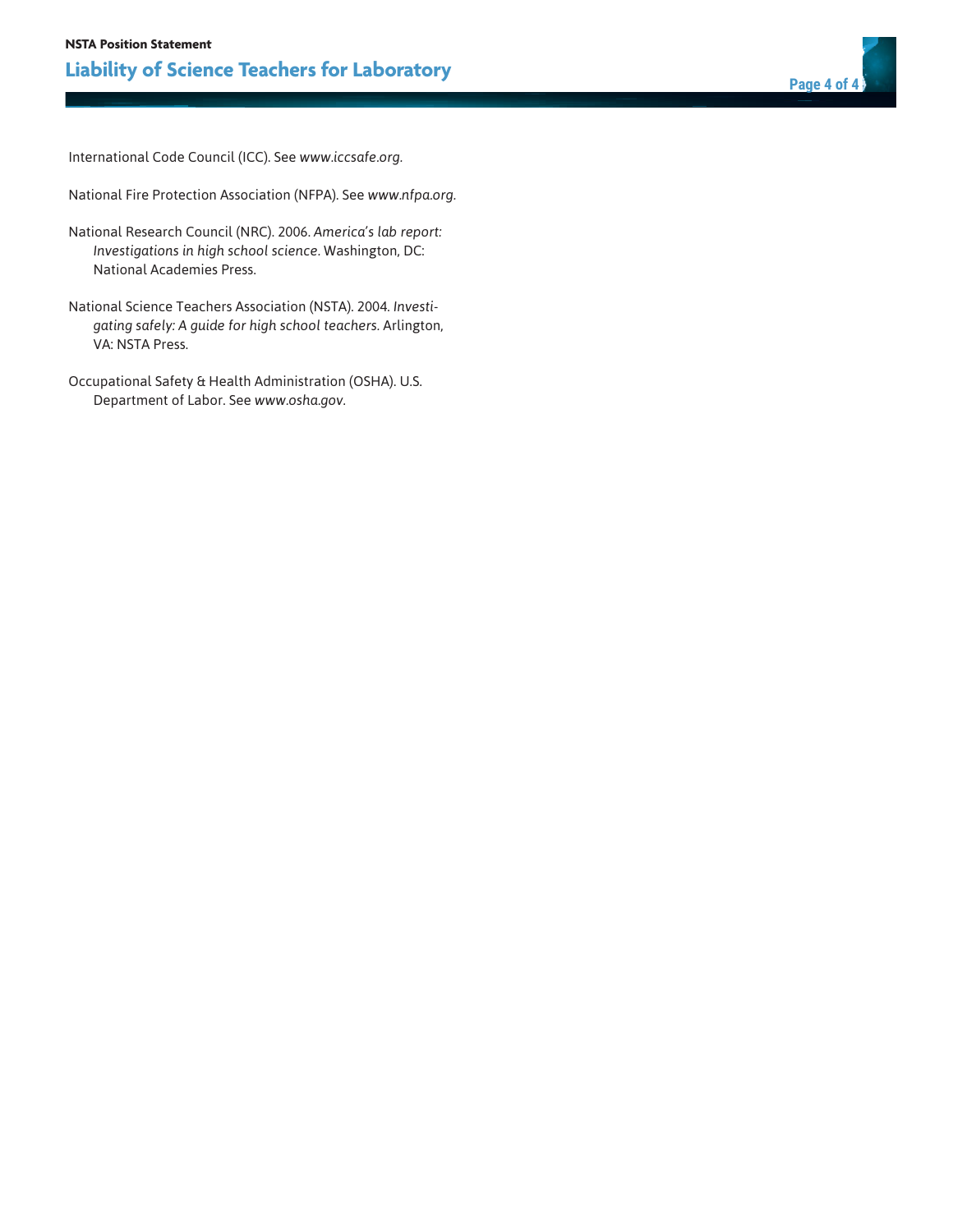International Code Council (ICC). See *www.iccsafe.org.*

National Fire Protection Association (NFPA). See *www.nfpa.org.*

National Research Council (NRC). 2006. *America's lab report: Investigations in high school science*. Washington, DC: National Academies Press.

National Science Teachers Association (NSTA). 2004. *Investigating safely: A guide for high school teachers.* Arlington, VA: NSTA Press.

Occupational Safety & Health Administration (OSHA). U.S. Department of Labor. See *www.osha.gov*.